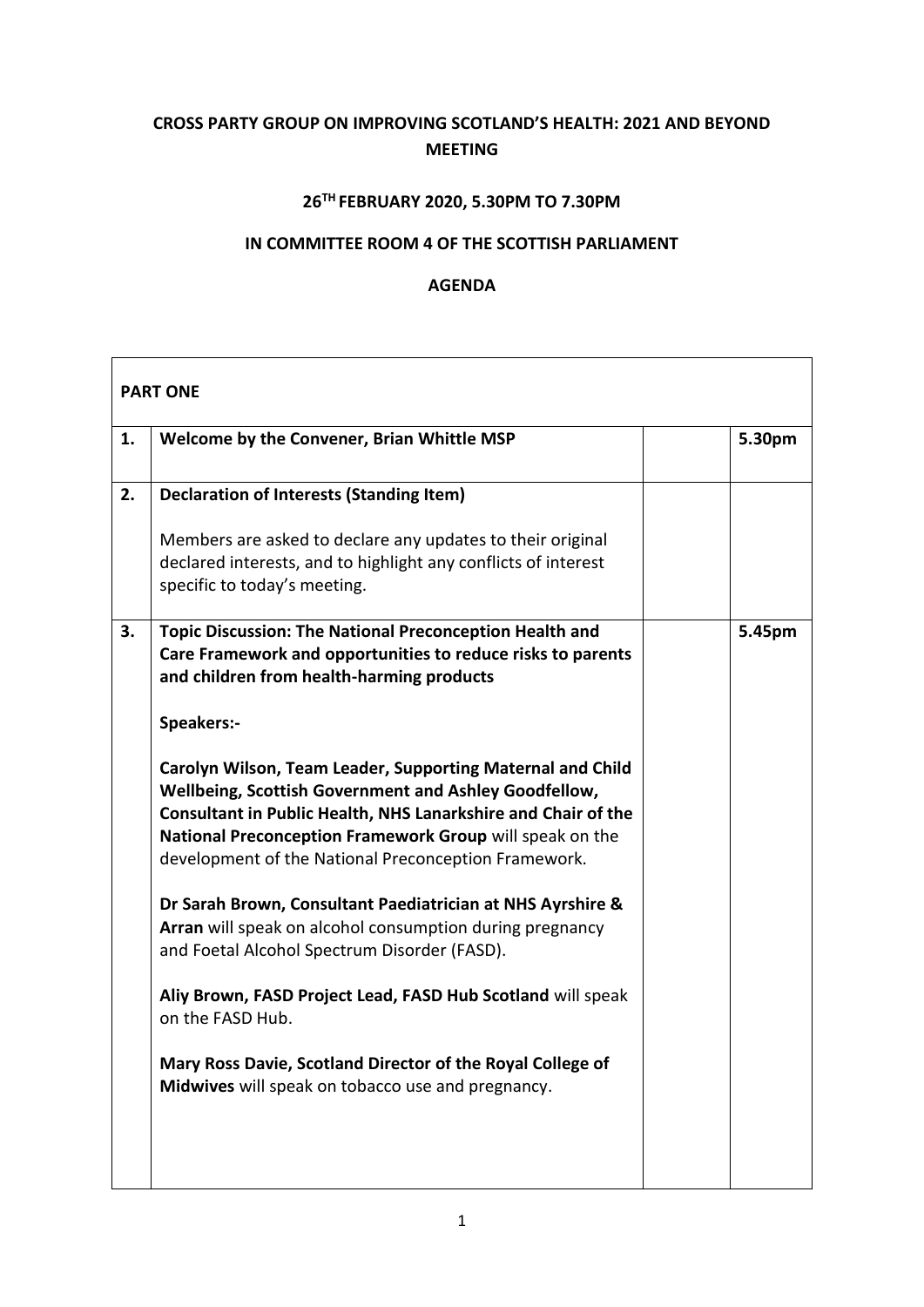**CROSS PARTY GROUP ON IMPROVING SCOTLAND'S HEALTH: 2021 AND BEYOND MEETING**

**26TH FEBRUARY 2020, 5.30PM TO 7.30PM**

**IN COMMITTEE ROOM 4 OF THE SCOTTISH PARLIAMENT**

**AGENDA**

| **PART ONE** | | | |
|---|---|---|---|
| **1.** | **Welcome by the Convener, Brian Whittle MSP** | | **5.30pm** |
| **2.** | **Declaration of Interests (Standing Item)**<br><br>Members are asked to declare any updates to their original declared interests, and to highlight any conflicts of interest specific to today's meeting. | | |
| **3.** | **Topic Discussion: The National Preconception Health and Care Framework and opportunities to reduce risks to parents and children from health-harming products**<br><br>**Speakers:-**<br><br>**Carolyn Wilson, Team Leader, Supporting Maternal and Child Wellbeing, Scottish Government and Ashley Goodfellow, Consultant in Public Health, NHS Lanarkshire and Chair of the National Preconception Framework Group** will speak on the development of the National Preconception Framework.<br><br>**Dr Sarah Brown, Consultant Paediatrician at NHS Ayrshire & Arran** will speak on alcohol consumption during pregnancy and Foetal Alcohol Spectrum Disorder (FASD).<br><br>**Aliy Brown, FASD Project Lead, FASD Hub Scotland** will speak on the FASD Hub.<br><br>**Mary Ross Davie, Scotland Director of the Royal College of Midwives** will speak on tobacco use and pregnancy. | | **5.45pm** |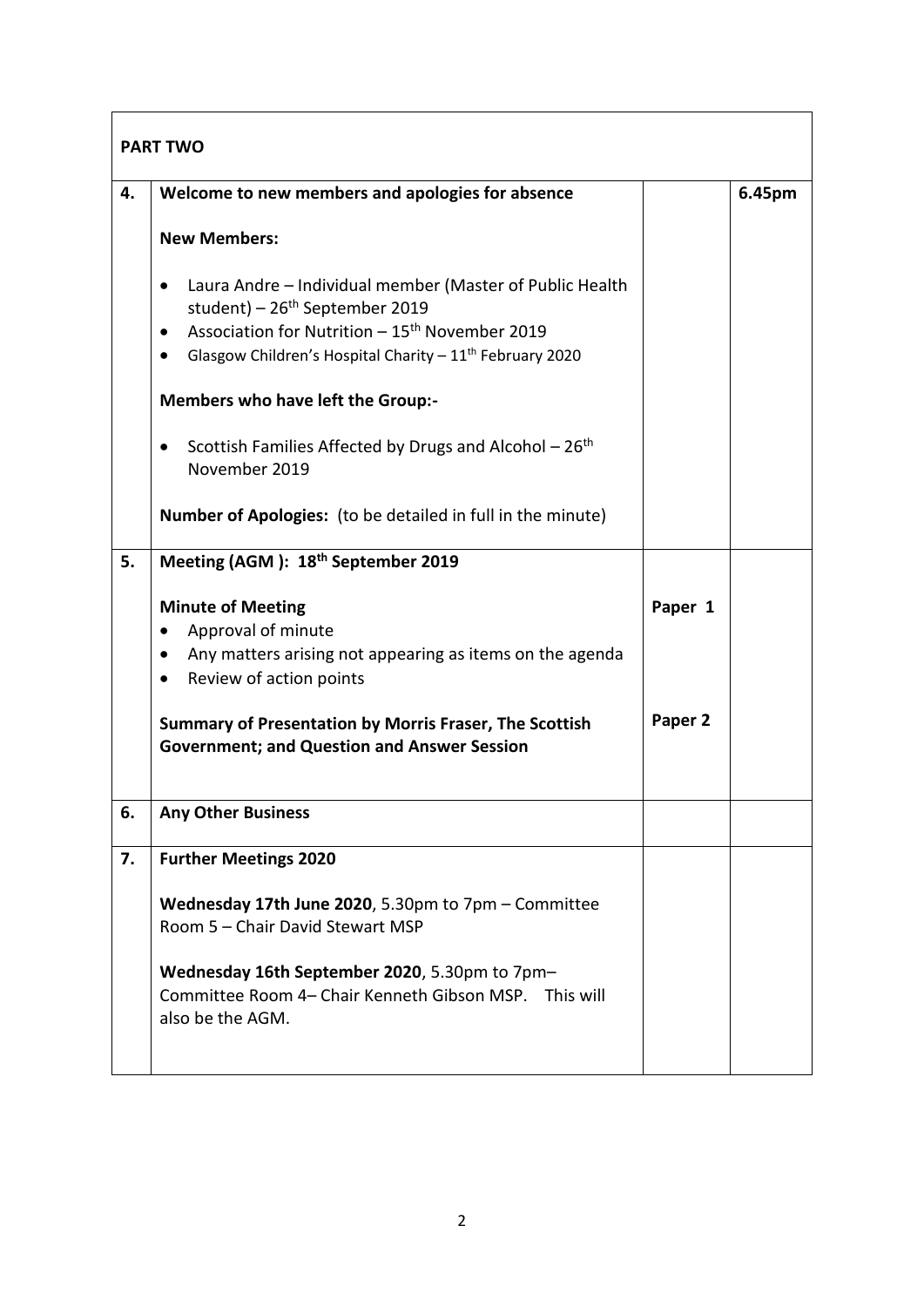| PART TWO | | | |
|---|---|---|---|
| **4.** | **Welcome to new members and apologies for absence**<br><br>**New Members:**<br><br>• Laura Andre – Individual member (Master of Public Health student) – 26th September 2019<br>• Association for Nutrition – 15th November 2019<br>• Glasgow Children's Hospital Charity – 11th February 2020<br><br>**Members who have left the Group:-**<br><br>• Scottish Families Affected by Drugs and Alcohol – 26th November 2019<br><br>**Number of Apologies:** (to be detailed in full in the minute) | | **6.45pm** |
| **5.** | **Meeting (AGM ): 18th September 2019**<br><br>**Minute of Meeting**<br>• Approval of minute<br>• Any matters arising not appearing as items on the agenda<br>• Review of action points<br><br>**Summary of Presentation by Morris Fraser, The Scottish Government; and Question and Answer Session** | **Paper 1**<br><br><br><br><br>**Paper 2** | |
| **6.** | **Any Other Business** | | |
| **7.** | **Further Meetings 2020**<br><br>**Wednesday 17th June 2020**, 5.30pm to 7pm – Committee Room 5 – Chair David Stewart MSP<br><br>**Wednesday 16th September 2020**, 5.30pm to 7pm– Committee Room 4– Chair Kenneth Gibson MSP. This will also be the AGM. | | |